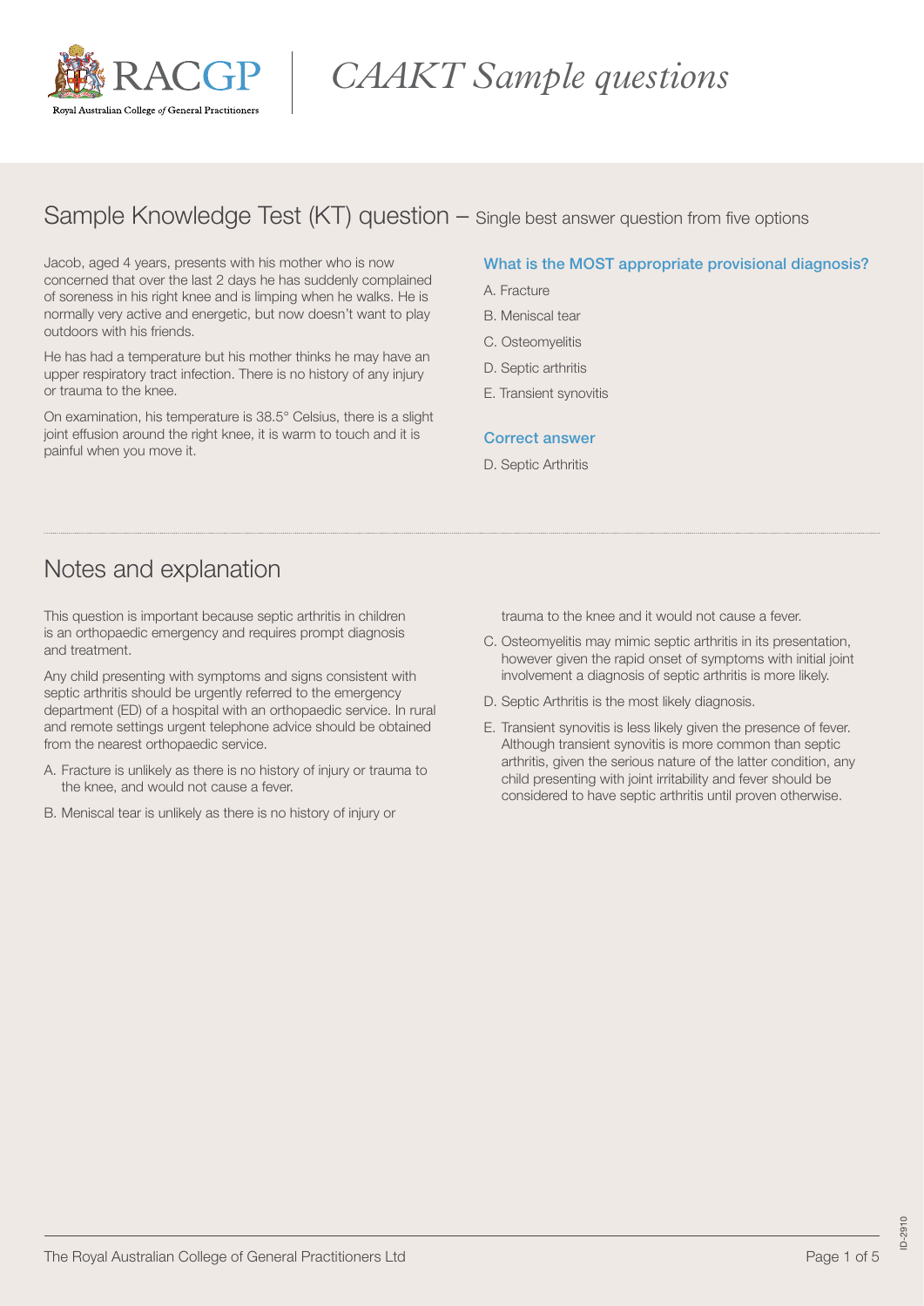# CAAKT Sample questions

## Sample Knowledge Test (KT) question – Single best answer question from five options

Jacob, aged 4 years, presents with his mother who is now concerned that over the last 2 days he has suddenly complained of soreness in his right knee and is limping when he walks. He is normally very active and energetic, but now doesn't want to play outdoors with his friends.

He has had a temperature but his mother thinks he may have an upper respiratory tract infection. There is no history of any injury or trauma to the knee.

On examination, his temperature is 38.5° Celsius, there is a slight joint effusion around the right knee, it is warm to touch and it is painful when you move it.

**What is the MOST appropriate provisional diagnosis?**

A. Fracture

B. Meniscal tear

C. Osteomyelitis

D. Septic arthritis

E. Transient synovitis

**Correct answer**

D. Septic Arthritis

## Notes and explanation

This question is important because septic arthritis in children is an orthopaedic emergency and requires prompt diagnosis and treatment.

Any child presenting with symptoms and signs consistent with septic arthritis should be urgently referred to the emergency department (ED) of a hospital with an orthopaedic service. In rural and remote settings urgent telephone advice should be obtained from the nearest orthopaedic service.

A. Fracture is unlikely as there is no history of injury or trauma to the knee, and would not cause a fever.

B. Meniscal tear is unlikely as there is no history of injury or trauma to the knee and it would not cause a fever.

C. Osteomyelitis may mimic septic arthritis in its presentation, however given the rapid onset of symptoms with initial joint involvement a diagnosis of septic arthritis is more likely.

D. Septic Arthritis is the most likely diagnosis.

E. Transient synovitis is less likely given the presence of fever. Although transient synovitis is more common than septic arthritis, given the serious nature of the latter condition, any child presenting with joint irritability and fever should be considered to have septic arthritis until proven otherwise.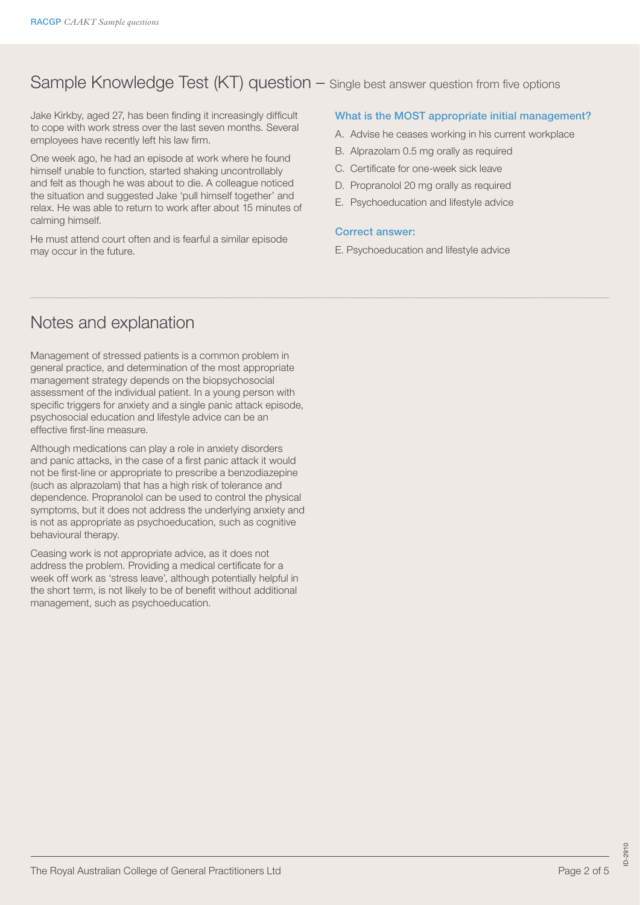## Sample Knowledge Test (KT) question – Single best answer question from five options

Jake Kirkby, aged 27, has been finding it increasingly difficult to cope with work stress over the last seven months. Several employees have recently left his law firm.

One week ago, he had an episode at work where he found himself unable to function, started shaking uncontrollably and felt as though he was about to die. A colleague noticed the situation and suggested Jake 'pull himself together' and relax. He was able to return to work after about 15 minutes of calming himself.

He must attend court often and is fearful a similar episode may occur in the future.

**What is the MOST appropriate initial management?**

A. Advise he ceases working in his current workplace
B. Alprazolam 0.5 mg orally as required
C. Certificate for one-week sick leave
D. Propranolol 20 mg orally as required
E. Psychoeducation and lifestyle advice

**Correct answer:**

E. Psychoeducation and lifestyle advice

## Notes and explanation

Management of stressed patients is a common problem in general practice, and determination of the most appropriate management strategy depends on the biopsychosocial assessment of the individual patient. In a young person with specific triggers for anxiety and a single panic attack episode, psychosocial education and lifestyle advice can be an effective first-line measure.

Although medications can play a role in anxiety disorders and panic attacks, in the case of a first panic attack it would not be first-line or appropriate to prescribe a benzodiazepine (such as alprazolam) that has a high risk of tolerance and dependence. Propranolol can be used to control the physical symptoms, but it does not address the underlying anxiety and is not as appropriate as psychoeducation, such as cognitive behavioural therapy.

Ceasing work is not appropriate advice, as it does not address the problem. Providing a medical certificate for a week off work as 'stress leave', although potentially helpful in the short term, is not likely to be of benefit without additional management, such as psychoeducation.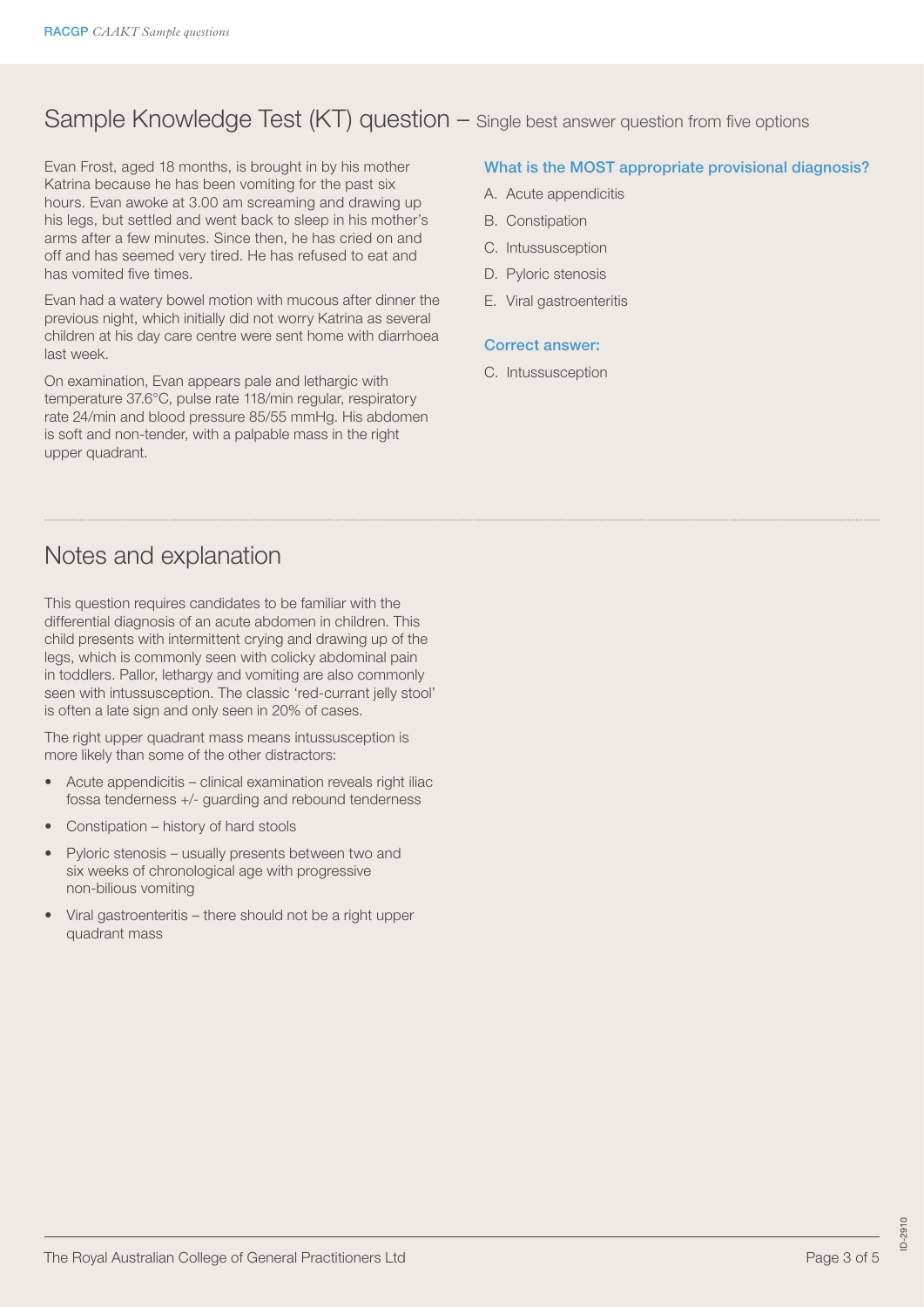## Sample Knowledge Test (KT) question – Single best answer question from five options

Evan Frost, aged 18 months, is brought in by his mother Katrina because he has been vomiting for the past six hours. Evan awoke at 3.00 am screaming and drawing up his legs, but settled and went back to sleep in his mother's arms after a few minutes. Since then, he has cried on and off and has seemed very tired. He has refused to eat and has vomited five times.

Evan had a watery bowel motion with mucous after dinner the previous night, which initially did not worry Katrina as several children at his day care centre were sent home with diarrhoea last week.

On examination, Evan appears pale and lethargic with temperature 37.6°C, pulse rate 118/min regular, respiratory rate 24/min and blood pressure 85/55 mmHg. His abdomen is soft and non-tender, with a palpable mass in the right upper quadrant.

**What is the MOST appropriate provisional diagnosis?**

A. Acute appendicitis

B. Constipation

C. Intussusception

D. Pyloric stenosis

E. Viral gastroenteritis

**Correct answer:**

C. Intussusception

## Notes and explanation

This question requires candidates to be familiar with the differential diagnosis of an acute abdomen in children. This child presents with intermittent crying and drawing up of the legs, which is commonly seen with colicky abdominal pain in toddlers. Pallor, lethargy and vomiting are also commonly seen with intussusception. The classic 'red-currant jelly stool' is often a late sign and only seen in 20% of cases.

The right upper quadrant mass means intussusception is more likely than some of the other distractors:

- Acute appendicitis – clinical examination reveals right iliac fossa tenderness +/- guarding and rebound tenderness
- Constipation – history of hard stools
- Pyloric stenosis – usually presents between two and six weeks of chronological age with progressive non-bilious vomiting
- Viral gastroenteritis – there should not be a right upper quadrant mass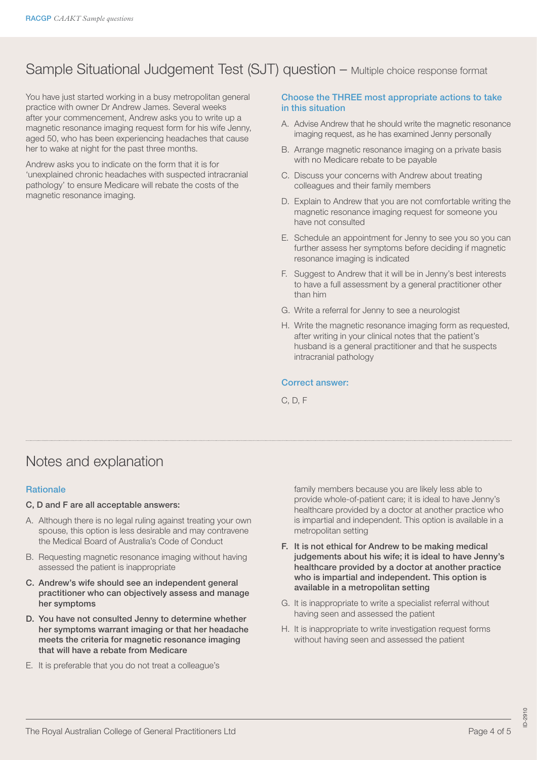## Sample Situational Judgement Test (SJT) question – Multiple choice response format

You have just started working in a busy metropolitan general practice with owner Dr Andrew James. Several weeks after your commencement, Andrew asks you to write up a magnetic resonance imaging request form for his wife Jenny, aged 50, who has been experiencing headaches that cause her to wake at night for the past three months.

Andrew asks you to indicate on the form that it is for 'unexplained chronic headaches with suspected intracranial pathology' to ensure Medicare will rebate the costs of the magnetic resonance imaging.

### Choose the THREE most appropriate actions to take in this situation

A. Advise Andrew that he should write the magnetic resonance imaging request, as he has examined Jenny personally

B. Arrange magnetic resonance imaging on a private basis with no Medicare rebate to be payable

C. Discuss your concerns with Andrew about treating colleagues and their family members

D. Explain to Andrew that you are not comfortable writing the magnetic resonance imaging request for someone you have not consulted

E. Schedule an appointment for Jenny to see you so you can further assess her symptoms before deciding if magnetic resonance imaging is indicated

F. Suggest to Andrew that it will be in Jenny's best interests to have a full assessment by a general practitioner other than him

G. Write a referral for Jenny to see a neurologist

H. Write the magnetic resonance imaging form as requested, after writing in your clinical notes that the patient's husband is a general practitioner and that he suspects intracranial pathology

### Correct answer:

C, D, F

## Notes and explanation

### Rationale

**C, D and F are all acceptable answers:**

A. Although there is no legal ruling against treating your own spouse, this option is less desirable and may contravene the Medical Board of Australia's Code of Conduct

B. Requesting magnetic resonance imaging without having assessed the patient is inappropriate

**C. Andrew's wife should see an independent general practitioner who can objectively assess and manage her symptoms**

**D. You have not consulted Jenny to determine whether her symptoms warrant imaging or that her headache meets the criteria for magnetic resonance imaging that will have a rebate from Medicare**

E. It is preferable that you do not treat a colleague's family members because you are likely less able to provide whole-of-patient care; it is ideal to have Jenny's healthcare provided by a doctor at another practice who is impartial and independent. This option is available in a metropolitan setting

**F. It is not ethical for Andrew to be making medical judgements about his wife; it is ideal to have Jenny's healthcare provided by a doctor at another practice who is impartial and independent. This option is available in a metropolitan setting**

G. It is inappropriate to write a specialist referral without having seen and assessed the patient

H. It is inappropriate to write investigation request forms without having seen and assessed the patient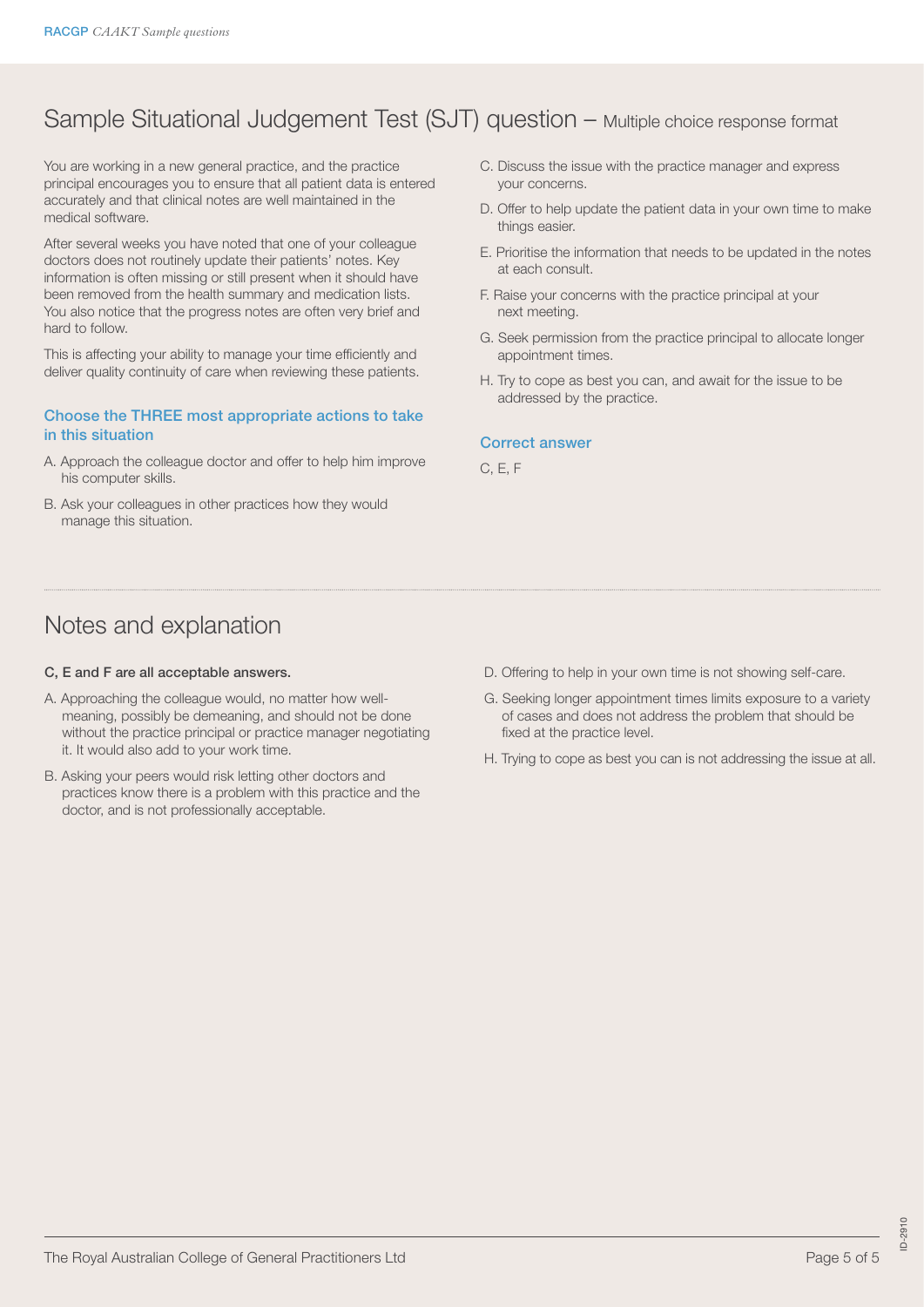## Sample Situational Judgement Test (SJT) question – Multiple choice response format

You are working in a new general practice, and the practice principal encourages you to ensure that all patient data is entered accurately and that clinical notes are well maintained in the medical software.

After several weeks you have noted that one of your colleague doctors does not routinely update their patients' notes. Key information is often missing or still present when it should have been removed from the health summary and medication lists. You also notice that the progress notes are often very brief and hard to follow.

This is affecting your ability to manage your time efficiently and deliver quality continuity of care when reviewing these patients.

### Choose the THREE most appropriate actions to take in this situation

A. Approach the colleague doctor and offer to help him improve his computer skills.

B. Ask your colleagues in other practices how they would manage this situation.

C. Discuss the issue with the practice manager and express your concerns.

D. Offer to help update the patient data in your own time to make things easier.

E. Prioritise the information that needs to be updated in the notes at each consult.

F. Raise your concerns with the practice principal at your next meeting.

G. Seek permission from the practice principal to allocate longer appointment times.

H. Try to cope as best you can, and await for the issue to be addressed by the practice.

### Correct answer

C, E, F

## Notes and explanation

**C, E and F are all acceptable answers.**

A. Approaching the colleague would, no matter how well-meaning, possibly be demeaning, and should not be done without the practice principal or practice manager negotiating it. It would also add to your work time.

B. Asking your peers would risk letting other doctors and practices know there is a problem with this practice and the doctor, and is not professionally acceptable.

D. Offering to help in your own time is not showing self-care.

G. Seeking longer appointment times limits exposure to a variety of cases and does not address the problem that should be fixed at the practice level.

H. Trying to cope as best you can is not addressing the issue at all.